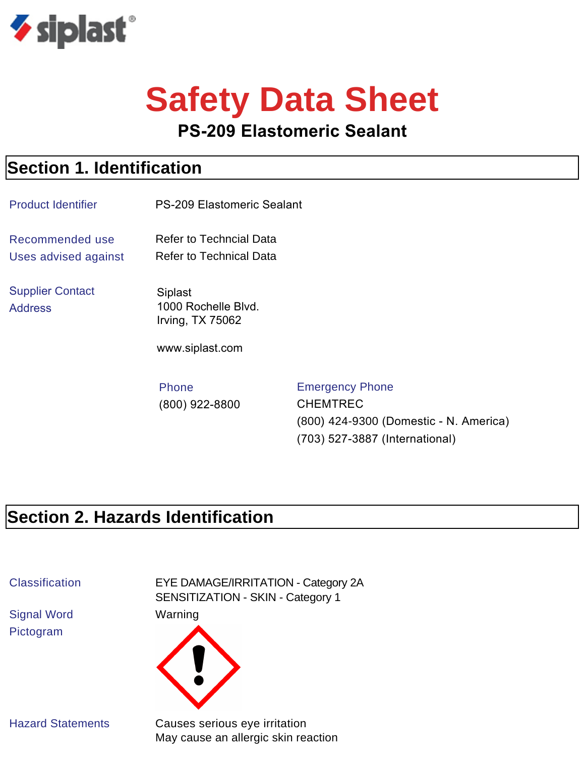siplast®

# Safety Data Sheet

## PS-209 Elastomeric Sealant

## Section 1. Identification

| | |
|---|---|
| Product Identifier | PS-209 Elastomeric Sealant |
| Recommended use | Refer to Techncial Data |
| Uses advised against | Refer to Technical Data |
| Supplier Contact Address | Siplast<br>1000 Rochelle Blvd.<br>Irving, TX 75062<br><br>www.siplast.com |

| Phone | Emergency Phone |
|---|---|
| (800) 922-8800 | CHEMTREC<br>(800) 424-9300 (Domestic - N. America)<br>(703) 527-3887 (International) |

## Section 2. Hazards Identification

| | |
|---|---|
| Classification | EYE DAMAGE/IRRITATION - Category 2A<br>SENSITIZATION - SKIN - Category 1 |
| Signal Word | Warning |
| Pictogram | |
| Hazard Statements | Causes serious eye irritation<br>May cause an allergic skin reaction |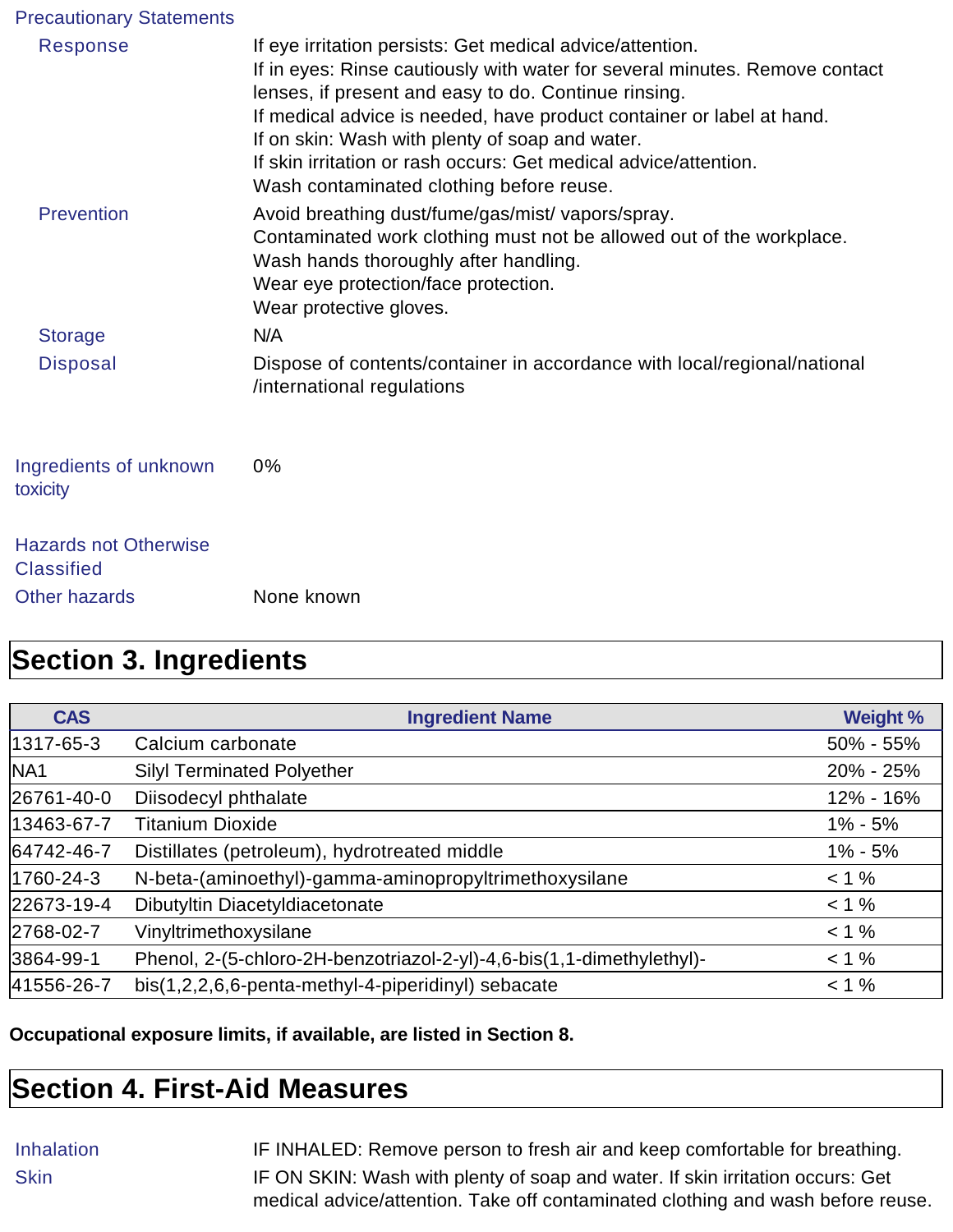**Precautionary Statements**

**Response**

If eye irritation persists: Get medical advice/attention.
If in eyes: Rinse cautiously with water for several minutes. Remove contact lenses, if present and easy to do. Continue rinsing.
If medical advice is needed, have product container or label at hand.
If on skin: Wash with plenty of soap and water.
If skin irritation or rash occurs: Get medical advice/attention.
Wash contaminated clothing before reuse.

**Prevention**

Avoid breathing dust/fume/gas/mist/ vapors/spray.
Contaminated work clothing must not be allowed out of the workplace.
Wash hands thoroughly after handling.
Wear eye protection/face protection.
Wear protective gloves.

**Storage**

N/A

**Disposal**

Dispose of contents/container in accordance with local/regional/national /international regulations

**Ingredients of unknown toxicity**

0%

**Hazards not Otherwise Classified**

**Other hazards**

None known

# Section 3. Ingredients

| CAS | Ingredient Name | Weight % |
|---|---|---|
| 1317-65-3 | Calcium carbonate | 50% - 55% |
| NA1 | Silyl Terminated Polyether | 20% - 25% |
| 26761-40-0 | Diisodecyl phthalate | 12% - 16% |
| 13463-67-7 | Titanium Dioxide | 1% - 5% |
| 64742-46-7 | Distillates (petroleum), hydrotreated middle | 1% - 5% |
| 1760-24-3 | N-beta-(aminoethyl)-gamma-aminopropyltrimethoxysilane | < 1 % |
| 22673-19-4 | Dibutyltin Diacetyldiacetonate | < 1 % |
| 2768-02-7 | Vinyltrimethoxysilane | < 1 % |
| 3864-99-1 | Phenol, 2-(5-chloro-2H-benzotriazol-2-yl)-4,6-bis(1,1-dimethylethyl)- | < 1 % |
| 41556-26-7 | bis(1,2,2,6,6-penta-methyl-4-piperidinyl) sebacate | < 1 % |

**Occupational exposure limits, if available, are listed in Section 8.**

# Section 4. First-Aid Measures

**Inhalation**

IF INHALED: Remove person to fresh air and keep comfortable for breathing.

**Skin**

IF ON SKIN: Wash with plenty of soap and water. If skin irritation occurs: Get medical advice/attention. Take off contaminated clothing and wash before reuse.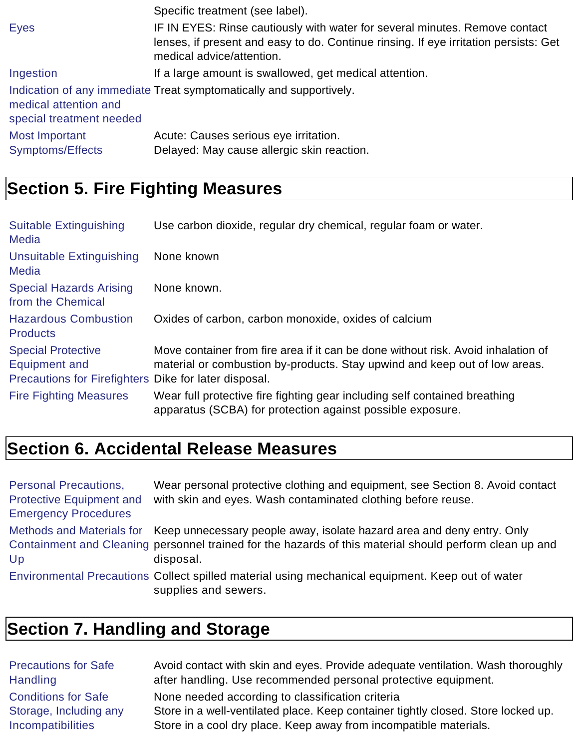| | |
|---|---|
| | Specific treatment (see label). |
| Eyes | IF IN EYES: Rinse cautiously with water for several minutes. Remove contact lenses, if present and easy to do. Continue rinsing. If eye irritation persists: Get medical advice/attention. |
| Ingestion | If a large amount is swallowed, get medical attention. |
| Indication of any immediate medical attention and special treatment needed | Treat symptomatically and supportively. |
| Most Important Symptoms/Effects | Acute: Causes serious eye irritation.<br>Delayed: May cause allergic skin reaction. |

## Section 5. Fire Fighting Measures

| | |
|---|---|
| Suitable Extinguishing Media | Use carbon dioxide, regular dry chemical, regular foam or water. |
| Unsuitable Extinguishing Media | None known |
| Special Hazards Arising from the Chemical | None known. |
| Hazardous Combustion Products | Oxides of carbon, carbon monoxide, oxides of calcium |
| Special Protective Equipment and Precautions for Firefighters | Move container from fire area if it can be done without risk. Avoid inhalation of material or combustion by-products. Stay upwind and keep out of low areas. Dike for later disposal. |
| Fire Fighting Measures | Wear full protective fire fighting gear including self contained breathing apparatus (SCBA) for protection against possible exposure. |

## Section 6. Accidental Release Measures

| | |
|---|---|
| Personal Precautions, Protective Equipment and Emergency Procedures | Wear personal protective clothing and equipment, see Section 8. Avoid contact with skin and eyes. Wash contaminated clothing before reuse. |
| Methods and Materials for Containment and Cleaning Up | Keep unnecessary people away, isolate hazard area and deny entry. Only personnel trained for the hazards of this material should perform clean up and disposal. |
| Environmental Precautions | Collect spilled material using mechanical equipment. Keep out of water supplies and sewers. |

## Section 7. Handling and Storage

| | |
|---|---|
| Precautions for Safe Handling | Avoid contact with skin and eyes. Provide adequate ventilation. Wash thoroughly after handling. Use recommended personal protective equipment. |
| Conditions for Safe Storage, Including any Incompatibilities | None needed according to classification criteria<br>Store in a well-ventilated place. Keep container tightly closed. Store locked up.<br>Store in a cool dry place. Keep away from incompatible materials. |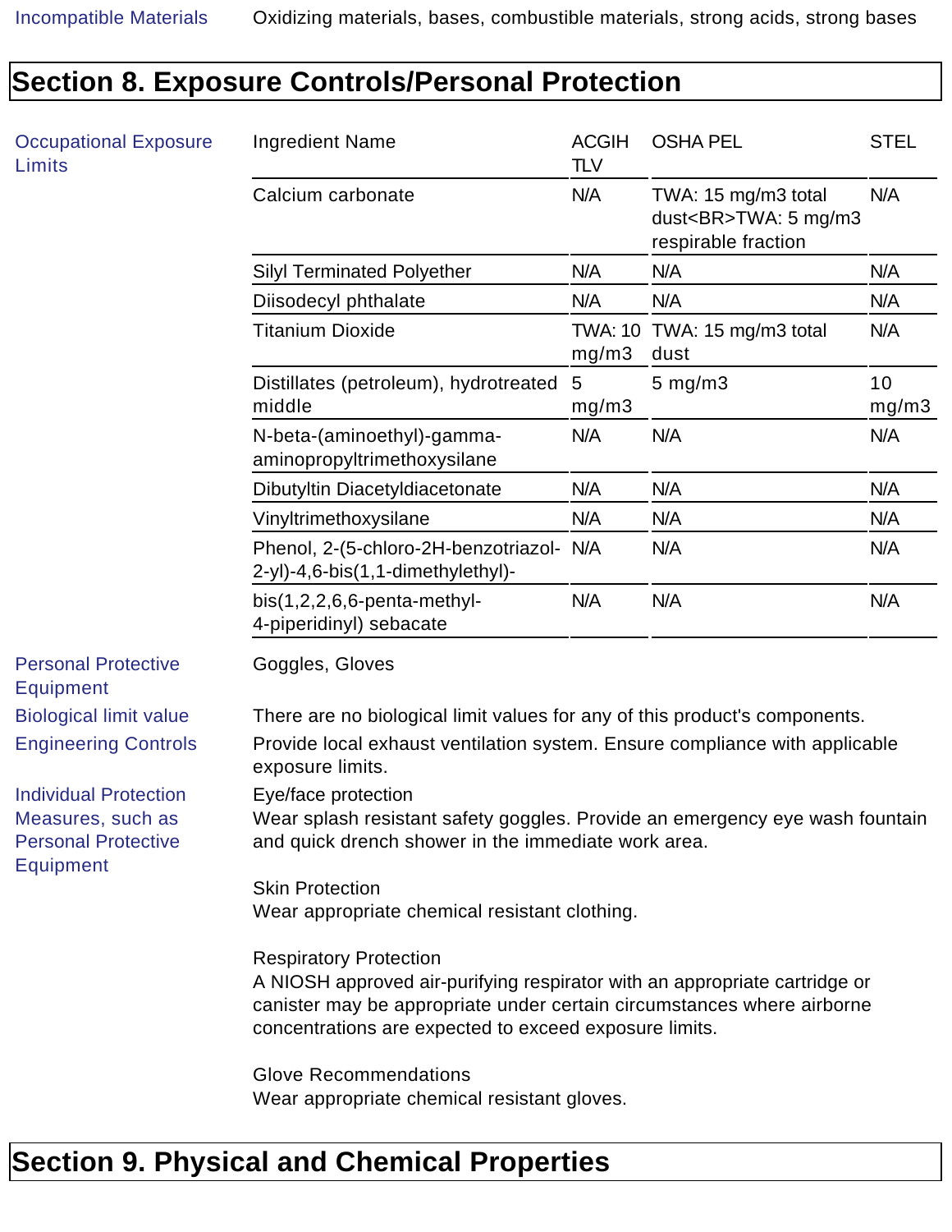| Incompatible Materials | Oxidizing materials, bases, combustible materials, strong acids, strong bases |
|---|---|

## Section 8. Exposure Controls/Personal Protection

**Occupational Exposure Limits**

| Ingredient Name | ACGIH TLV | OSHA PEL | STEL |
|---|---|---|---|
| Calcium carbonate | N/A | TWA: 15 mg/m3 total dust<BR>TWA: 5 mg/m3 respirable fraction | N/A |
| Silyl Terminated Polyether | N/A | N/A | N/A |
| Diisodecyl phthalate | N/A | N/A | N/A |
| Titanium Dioxide | TWA: 10 mg/m3 | TWA: 15 mg/m3 total dust | N/A |
| Distillates (petroleum), hydrotreated middle | 5 mg/m3 | 5 mg/m3 | 10 mg/m3 |
| N-beta-(aminoethyl)-gamma-aminopropyltrimethoxysilane | N/A | N/A | N/A |
| Dibutyltin Diacetyldiacetonate | N/A | N/A | N/A |
| Vinyltrimethoxysilane | N/A | N/A | N/A |
| Phenol, 2-(5-chloro-2H-benzotriazol-2-yl)-4,6-bis(1,1-dimethylethyl)- | N/A | N/A | N/A |
| bis(1,2,2,6,6-penta-methyl-4-piperidinyl) sebacate | N/A | N/A | N/A |

**Personal Protective Equipment**

Goggles, Gloves

**Biological limit value**

There are no biological limit values for any of this product's components.

**Engineering Controls**

Provide local exhaust ventilation system. Ensure compliance with applicable exposure limits.

**Individual Protection Measures, such as Personal Protective Equipment**

Eye/face protection
Wear splash resistant safety goggles. Provide an emergency eye wash fountain and quick drench shower in the immediate work area.

Skin Protection
Wear appropriate chemical resistant clothing.

Respiratory Protection
A NIOSH approved air-purifying respirator with an appropriate cartridge or canister may be appropriate under certain circumstances where airborne concentrations are expected to exceed exposure limits.

Glove Recommendations
Wear appropriate chemical resistant gloves.

## Section 9. Physical and Chemical Properties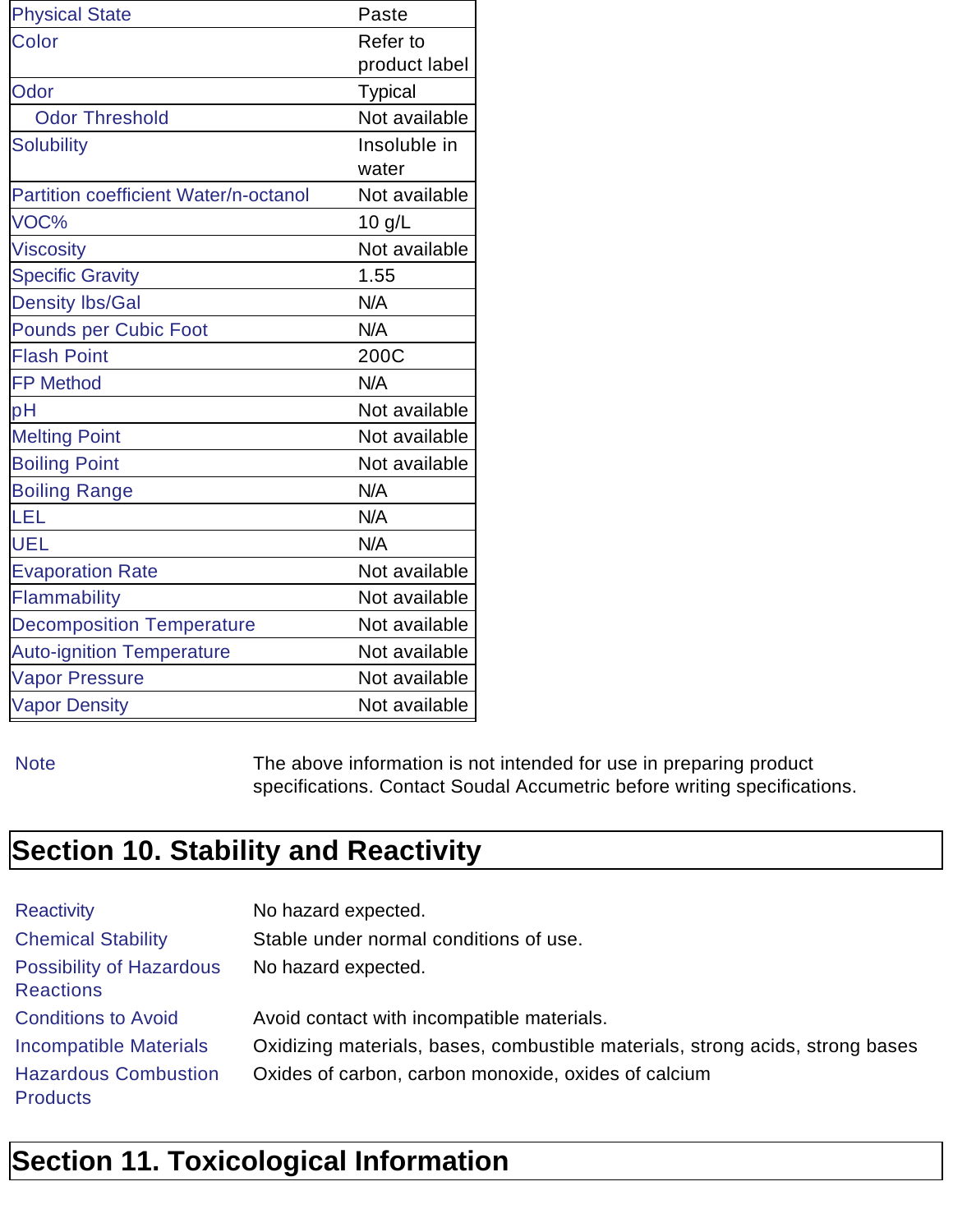| Property | Value |
| --- | --- |
| Physical State | Paste |
| Color | Refer to product label |
| Odor | Typical |
| Odor Threshold | Not available |
| Solubility | Insoluble in water |
| Partition coefficient Water/n-octanol | Not available |
| VOC% | 10 g/L |
| Viscosity | Not available |
| Specific Gravity | 1.55 |
| Density lbs/Gal | N/A |
| Pounds per Cubic Foot | N/A |
| Flash Point | 200C |
| FP Method | N/A |
| pH | Not available |
| Melting Point | Not available |
| Boiling Point | Not available |
| Boiling Range | N/A |
| LEL | N/A |
| UEL | N/A |
| Evaporation Rate | Not available |
| Flammability | Not available |
| Decomposition Temperature | Not available |
| Auto-ignition Temperature | Not available |
| Vapor Pressure | Not available |
| Vapor Density | Not available |

**Note** The above information is not intended for use in preparing product specifications. Contact Soudal Accumetric before writing specifications.

## Section 10. Stability and Reactivity

**Reactivity** No hazard expected.

**Chemical Stability** Stable under normal conditions of use.

**Possibility of Hazardous Reactions** No hazard expected.

**Conditions to Avoid** Avoid contact with incompatible materials.

**Incompatible Materials** Oxidizing materials, bases, combustible materials, strong acids, strong bases

**Hazardous Combustion Products** Oxides of carbon, carbon monoxide, oxides of calcium

## Section 11. Toxicological Information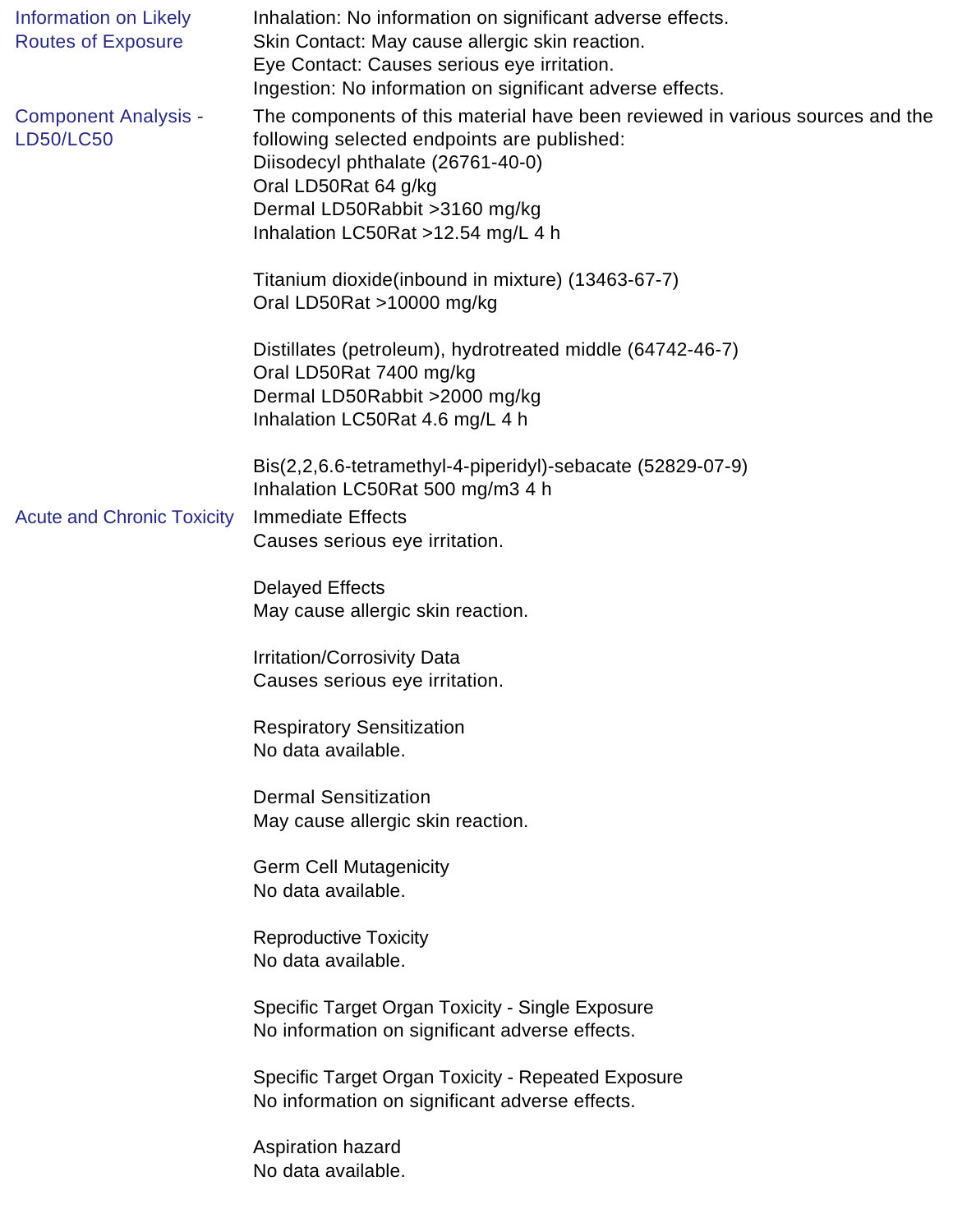**Information on Likely Routes of Exposure**

Inhalation: No information on significant adverse effects.
Skin Contact: May cause allergic skin reaction.
Eye Contact: Causes serious eye irritation.
Ingestion: No information on significant adverse effects.

**Component Analysis - LD50/LC50**

The components of this material have been reviewed in various sources and the following selected endpoints are published:

Diisodecyl phthalate (26761-40-0)
Oral LD50Rat 64 g/kg
Dermal LD50Rabbit >3160 mg/kg
Inhalation LC50Rat >12.54 mg/L 4 h

Titanium dioxide(inbound in mixture) (13463-67-7)
Oral LD50Rat >10000 mg/kg

Distillates (petroleum), hydrotreated middle (64742-46-7)
Oral LD50Rat 7400 mg/kg
Dermal LD50Rabbit >2000 mg/kg
Inhalation LC50Rat 4.6 mg/L 4 h

Bis(2,2,6.6-tetramethyl-4-piperidyl)-sebacate (52829-07-9)
Inhalation LC50Rat 500 mg/m3 4 h

**Acute and Chronic Toxicity**

Immediate Effects
Causes serious eye irritation.

Delayed Effects
May cause allergic skin reaction.

Irritation/Corrosivity Data
Causes serious eye irritation.

Respiratory Sensitization
No data available.

Dermal Sensitization
May cause allergic skin reaction.

Germ Cell Mutagenicity
No data available.

Reproductive Toxicity
No data available.

Specific Target Organ Toxicity - Single Exposure
No information on significant adverse effects.

Specific Target Organ Toxicity - Repeated Exposure
No information on significant adverse effects.

Aspiration hazard
No data available.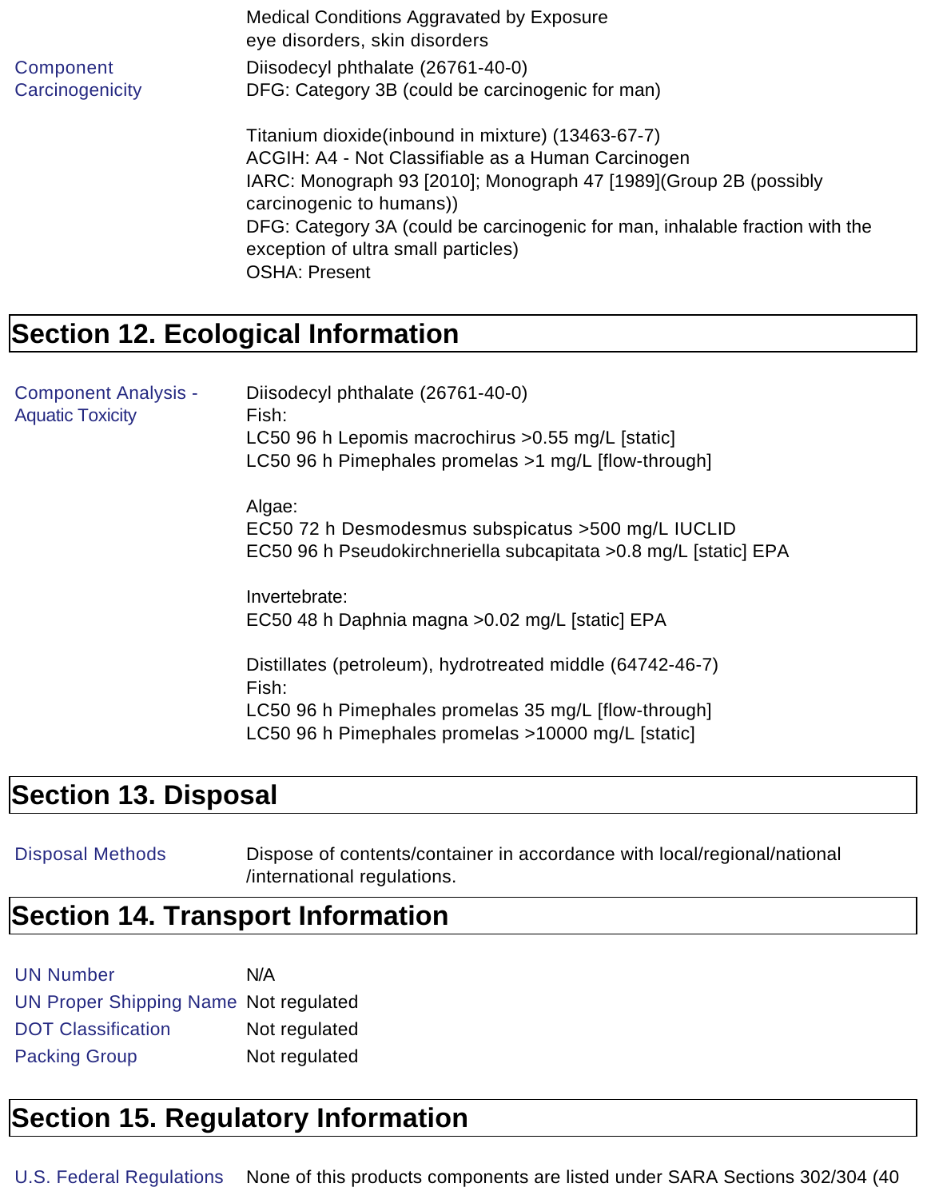Medical Conditions Aggravated by Exposure
eye disorders, skin disorders

**Component Carcinogenicity**

Diisodecyl phthalate (26761-40-0)
DFG: Category 3B (could be carcinogenic for man)

Titanium dioxide(inbound in mixture) (13463-67-7)
ACGIH: A4 - Not Classifiable as a Human Carcinogen
IARC: Monograph 93 [2010]; Monograph 47 [1989](Group 2B (possibly carcinogenic to humans))
DFG: Category 3A (could be carcinogenic for man, inhalable fraction with the exception of ultra small particles)
OSHA: Present

## Section 12. Ecological Information

**Component Analysis - Aquatic Toxicity**

Diisodecyl phthalate (26761-40-0)
Fish:
LC50 96 h Lepomis macrochirus >0.55 mg/L [static]
LC50 96 h Pimephales promelas >1 mg/L [flow-through]

Algae:
EC50 72 h Desmodesmus subspicatus >500 mg/L IUCLID
EC50 96 h Pseudokirchneriella subcapitata >0.8 mg/L [static] EPA

Invertebrate:
EC50 48 h Daphnia magna >0.02 mg/L [static] EPA

Distillates (petroleum), hydrotreated middle (64742-46-7)
Fish:
LC50 96 h Pimephales promelas 35 mg/L [flow-through]
LC50 96 h Pimephales promelas >10000 mg/L [static]

## Section 13. Disposal

**Disposal Methods**

Dispose of contents/container in accordance with local/regional/national /international regulations.

## Section 14. Transport Information

| | |
|---|---|
| UN Number | N/A |
| UN Proper Shipping Name | Not regulated |
| DOT Classification | Not regulated |
| Packing Group | Not regulated |

## Section 15. Regulatory Information

**U.S. Federal Regulations**

None of this products components are listed under SARA Sections 302/304 (40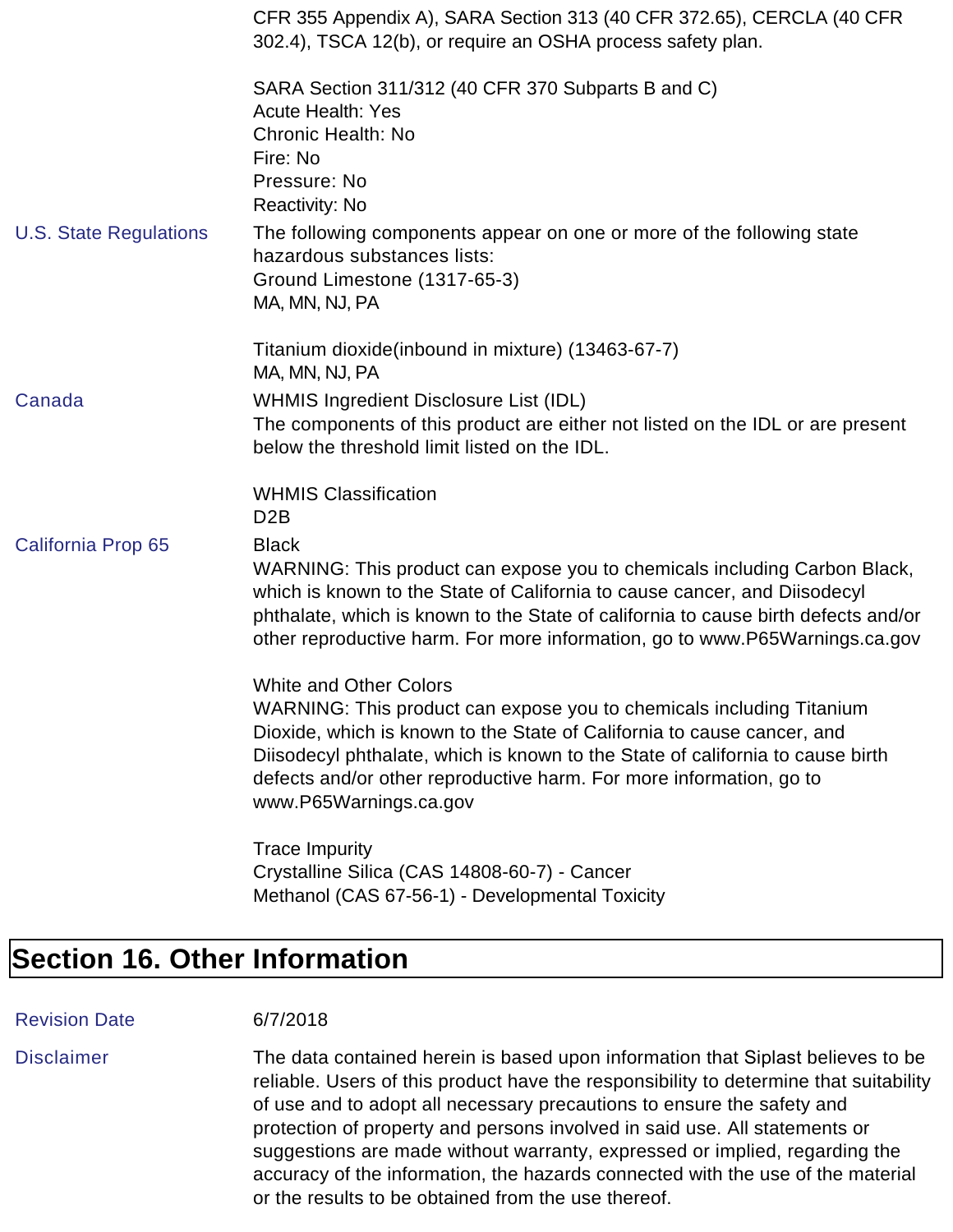CFR 355 Appendix A), SARA Section 313 (40 CFR 372.65), CERCLA (40 CFR 302.4), TSCA 12(b), or require an OSHA process safety plan.

SARA Section 311/312 (40 CFR 370 Subparts B and C)
Acute Health: Yes
Chronic Health: No
Fire: No
Pressure: No
Reactivity: No

**U.S. State Regulations**

The following components appear on one or more of the following state hazardous substances lists:
Ground Limestone (1317-65-3)
MA, MN, NJ, PA

Titanium dioxide(inbound in mixture) (13463-67-7)
MA, MN, NJ, PA

**Canada**

WHMIS Ingredient Disclosure List (IDL)
The components of this product are either not listed on the IDL or are present below the threshold limit listed on the IDL.

WHMIS Classification
D2B

**California Prop 65**

Black
WARNING: This product can expose you to chemicals including Carbon Black, which is known to the State of California to cause cancer, and Diisodecyl phthalate, which is known to the State of california to cause birth defects and/or other reproductive harm. For more information, go to www.P65Warnings.ca.gov

White and Other Colors
WARNING: This product can expose you to chemicals including Titanium Dioxide, which is known to the State of California to cause cancer, and Diisodecyl phthalate, which is known to the State of california to cause birth defects and/or other reproductive harm. For more information, go to www.P65Warnings.ca.gov

Trace Impurity
Crystalline Silica (CAS 14808-60-7) - Cancer
Methanol (CAS 67-56-1) - Developmental Toxicity

# Section 16. Other Information

**Revision Date**

6/7/2018

**Disclaimer**

The data contained herein is based upon information that Siplast believes to be reliable. Users of this product have the responsibility to determine that suitability of use and to adopt all necessary precautions to ensure the safety and protection of property and persons involved in said use. All statements or suggestions are made without warranty, expressed or implied, regarding the accuracy of the information, the hazards connected with the use of the material or the results to be obtained from the use thereof.